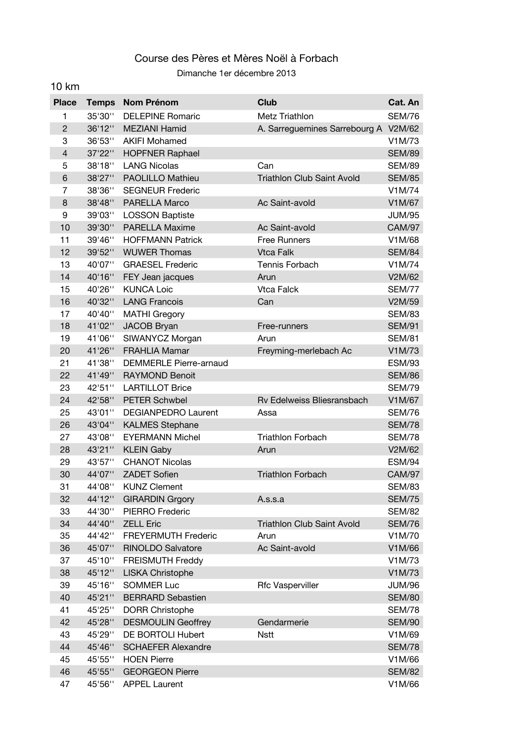# Course des Pères et Mères Noël à Forbach

Dimanche 1er décembre 2013

## 10 km

| Place | Temps | Nom Prénom | Club | Cat. An |
|---|---|---|---|---|
| 1 | 35'30'' | DELEPINE Romaric | Metz Triathlon | SEM/76 |
| 2 | 36'12'' | MEZIANI Hamid | A. Sarreguemines Sarrebourg A | V2M/62 |
| 3 | 36'53'' | AKIFI Mohamed | | V1M/73 |
| 4 | 37'22'' | HOPFNER Raphael | | SEM/89 |
| 5 | 38'18'' | LANG Nicolas | Can | SEM/89 |
| 6 | 38'27'' | PAOLILLO Mathieu | Triathlon Club Saint Avold | SEM/85 |
| 7 | 38'36'' | SEGNEUR Frederic | | V1M/74 |
| 8 | 38'48'' | PARELLA Marco | Ac Saint-avold | V1M/67 |
| 9 | 39'03'' | LOSSON Baptiste | | JUM/95 |
| 10 | 39'30'' | PARELLA Maxime | Ac Saint-avold | CAM/97 |
| 11 | 39'46'' | HOFFMANN Patrick | Free Runners | V1M/68 |
| 12 | 39'52'' | WUWER Thomas | Vtca Falk | SEM/84 |
| 13 | 40'07'' | GRAESEL Frederic | Tennis Forbach | V1M/74 |
| 14 | 40'16'' | FEY Jean jacques | Arun | V2M/62 |
| 15 | 40'26'' | KUNCA Loic | Vtca Falck | SEM/77 |
| 16 | 40'32'' | LANG Francois | Can | V2M/59 |
| 17 | 40'40'' | MATHI Gregory | | SEM/83 |
| 18 | 41'02'' | JACOB Bryan | Free-runners | SEM/91 |
| 19 | 41'06'' | SIWANYCZ Morgan | Arun | SEM/81 |
| 20 | 41'26'' | FRAHLIA Mamar | Freyming-merlebach Ac | V1M/73 |
| 21 | 41'38'' | DEMMERLE Pierre-arnaud | | ESM/93 |
| 22 | 41'49'' | RAYMOND Benoit | | SEM/86 |
| 23 | 42'51'' | LARTILLOT Brice | | SEM/79 |
| 24 | 42'58'' | PETER Schwbel | Rv Edelweiss Bliesransbach | V1M/67 |
| 25 | 43'01'' | DEGIANPEDRO Laurent | Assa | SEM/76 |
| 26 | 43'04'' | KALMES Stephane | | SEM/78 |
| 27 | 43'08'' | EYERMANN Michel | Triathlon Forbach | SEM/78 |
| 28 | 43'21'' | KLEIN Gaby | Arun | V2M/62 |
| 29 | 43'57'' | CHANOT Nicolas | | ESM/94 |
| 30 | 44'07'' | ZADET Sofien | Triathlon Forbach | CAM/97 |
| 31 | 44'08'' | KUNZ Clement | | SEM/83 |
| 32 | 44'12'' | GIRARDIN Grgory | A.s.s.a | SEM/75 |
| 33 | 44'30'' | PIERRO Frederic | | SEM/82 |
| 34 | 44'40'' | ZELL Eric | Triathlon Club Saint Avold | SEM/76 |
| 35 | 44'42'' | FREYERMUTH Frederic | Arun | V1M/70 |
| 36 | 45'07'' | RINOLDO Salvatore | Ac Saint-avold | V1M/66 |
| 37 | 45'10'' | FREISMUTH Freddy | | V1M/73 |
| 38 | 45'12'' | LISKA Christophe | | V1M/73 |
| 39 | 45'16'' | SOMMER Luc | Rfc Vasperviller | JUM/96 |
| 40 | 45'21'' | BERRARD Sebastien | | SEM/80 |
| 41 | 45'25'' | DORR Christophe | | SEM/78 |
| 42 | 45'28'' | DESMOULIN Geoffrey | Gendarmerie | SEM/90 |
| 43 | 45'29'' | DE BORTOLI Hubert | Nstt | V1M/69 |
| 44 | 45'46'' | SCHAEFER Alexandre | | SEM/78 |
| 45 | 45'55'' | HOEN Pierre | | V1M/66 |
| 46 | 45'55'' | GEORGEON Pierre | | SEM/82 |
| 47 | 45'56'' | APPEL Laurent | | V1M/66 |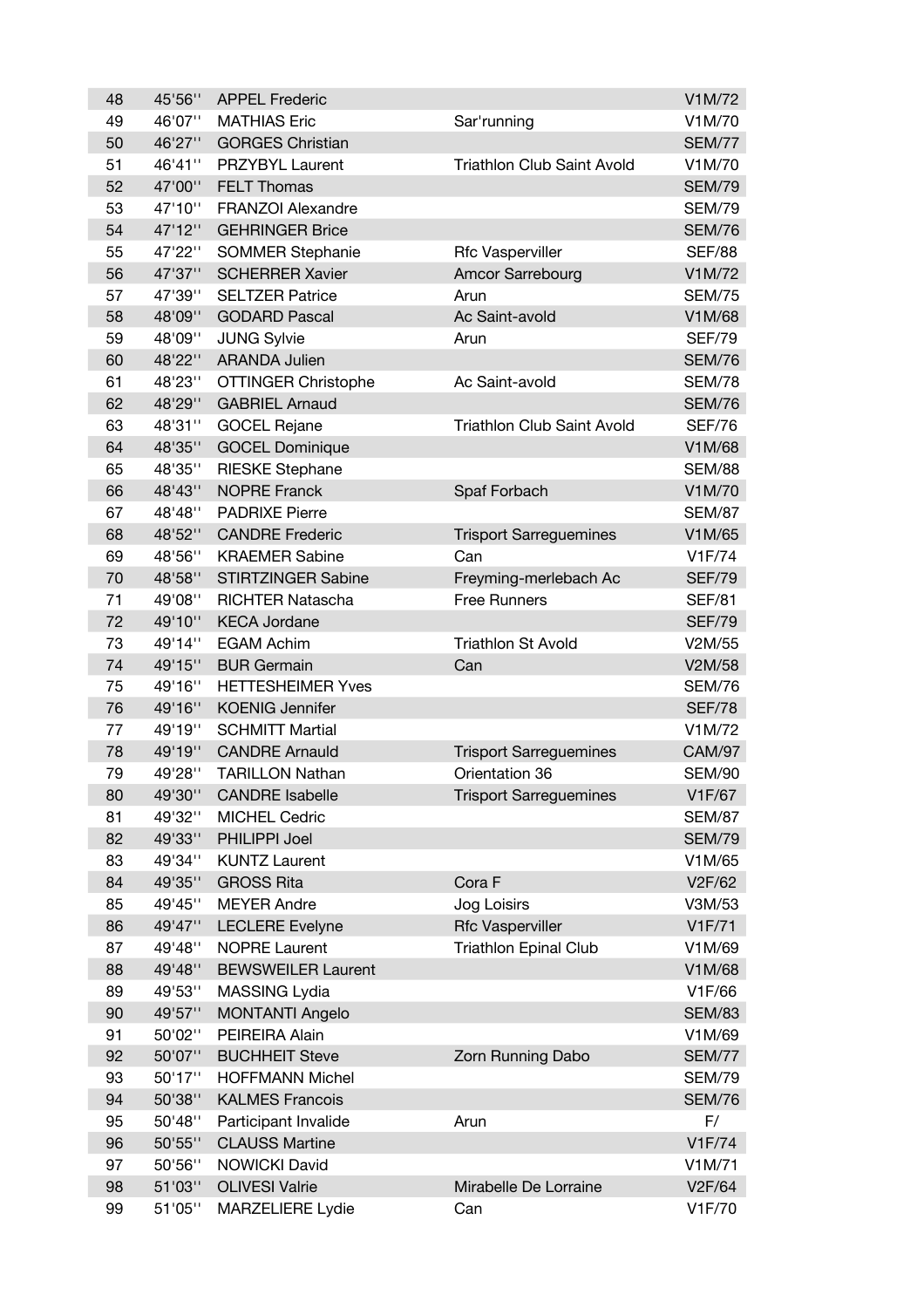| 48 | 45'56'' | APPEL Frederic | | V1M/72 |
|---|---|---|---|---|
| 49 | 46'07'' | MATHIAS Eric | Sar'running | V1M/70 |
| 50 | 46'27'' | GORGES Christian | | SEM/77 |
| 51 | 46'41'' | PRZYBYL Laurent | Triathlon Club Saint Avold | V1M/70 |
| 52 | 47'00'' | FELT Thomas | | SEM/79 |
| 53 | 47'10'' | FRANZOI Alexandre | | SEM/79 |
| 54 | 47'12'' | GEHRINGER Brice | | SEM/76 |
| 55 | 47'22'' | SOMMER Stephanie | Rfc Vasperviller | SEF/88 |
| 56 | 47'37'' | SCHERRER Xavier | Amcor Sarrebourg | V1M/72 |
| 57 | 47'39'' | SELTZER Patrice | Arun | SEM/75 |
| 58 | 48'09'' | GODARD Pascal | Ac Saint-avold | V1M/68 |
| 59 | 48'09'' | JUNG Sylvie | Arun | SEF/79 |
| 60 | 48'22'' | ARANDA Julien | | SEM/76 |
| 61 | 48'23'' | OTTINGER Christophe | Ac Saint-avold | SEM/78 |
| 62 | 48'29'' | GABRIEL Arnaud | | SEM/76 |
| 63 | 48'31'' | GOCEL Rejane | Triathlon Club Saint Avold | SEF/76 |
| 64 | 48'35'' | GOCEL Dominique | | V1M/68 |
| 65 | 48'35'' | RIESKE Stephane | | SEM/88 |
| 66 | 48'43'' | NOPRE Franck | Spaf Forbach | V1M/70 |
| 67 | 48'48'' | PADRIXE Pierre | | SEM/87 |
| 68 | 48'52'' | CANDRE Frederic | Trisport Sarreguemines | V1M/65 |
| 69 | 48'56'' | KRAEMER Sabine | Can | V1F/74 |
| 70 | 48'58'' | STIRTZINGER Sabine | Freyming-merlebach Ac | SEF/79 |
| 71 | 49'08'' | RICHTER Natascha | Free Runners | SEF/81 |
| 72 | 49'10'' | KECA Jordane | | SEF/79 |
| 73 | 49'14'' | EGAM Achim | Triathlon St Avold | V2M/55 |
| 74 | 49'15'' | BUR Germain | Can | V2M/58 |
| 75 | 49'16'' | HETTESHEIMER Yves | | SEM/76 |
| 76 | 49'16'' | KOENIG Jennifer | | SEF/78 |
| 77 | 49'19'' | SCHMITT Martial | | V1M/72 |
| 78 | 49'19'' | CANDRE Arnauld | Trisport Sarreguemines | CAM/97 |
| 79 | 49'28'' | TARILLON Nathan | Orientation 36 | SEM/90 |
| 80 | 49'30'' | CANDRE Isabelle | Trisport Sarreguemines | V1F/67 |
| 81 | 49'32'' | MICHEL Cedric | | SEM/87 |
| 82 | 49'33'' | PHILIPPI Joel | | SEM/79 |
| 83 | 49'34'' | KUNTZ Laurent | | V1M/65 |
| 84 | 49'35'' | GROSS Rita | Cora F | V2F/62 |
| 85 | 49'45'' | MEYER Andre | Jog Loisirs | V3M/53 |
| 86 | 49'47'' | LECLERE Evelyne | Rfc Vasperviller | V1F/71 |
| 87 | 49'48'' | NOPRE Laurent | Triathlon Epinal Club | V1M/69 |
| 88 | 49'48'' | BEWSWEILER Laurent | | V1M/68 |
| 89 | 49'53'' | MASSING Lydia | | V1F/66 |
| 90 | 49'57'' | MONTANTI Angelo | | SEM/83 |
| 91 | 50'02'' | PEIREIRA Alain | | V1M/69 |
| 92 | 50'07'' | BUCHHEIT Steve | Zorn Running Dabo | SEM/77 |
| 93 | 50'17'' | HOFFMANN Michel | | SEM/79 |
| 94 | 50'38'' | KALMES Francois | | SEM/76 |
| 95 | 50'48'' | Participant Invalide | Arun | F/ |
| 96 | 50'55'' | CLAUSS Martine | | V1F/74 |
| 97 | 50'56'' | NOWICKI David | | V1M/71 |
| 98 | 51'03'' | OLIVESI Valrie | Mirabelle De Lorraine | V2F/64 |
| 99 | 51'05'' | MARZELIERE Lydie | Can | V1F/70 |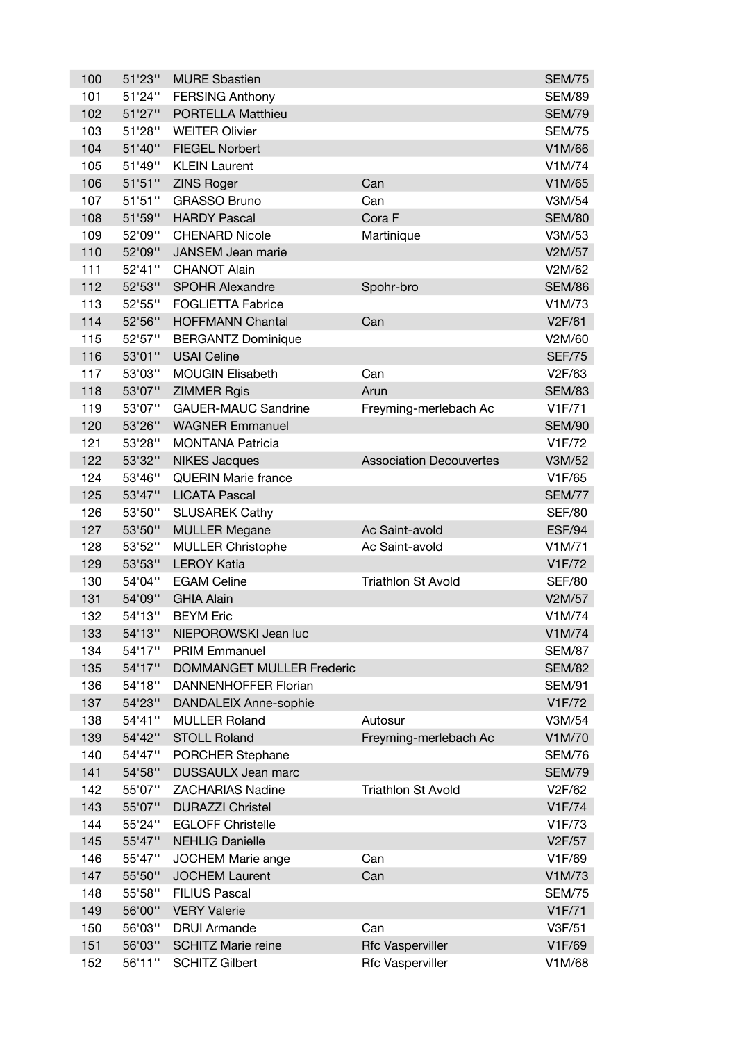| 100 | 51'23'' | MURE Sbastien | | SEM/75 |
|---|---|---|---|---|
| 101 | 51'24'' | FERSING Anthony | | SEM/89 |
| 102 | 51'27'' | PORTELLA Matthieu | | SEM/79 |
| 103 | 51'28'' | WEITER Olivier | | SEM/75 |
| 104 | 51'40'' | FIEGEL Norbert | | V1M/66 |
| 105 | 51'49'' | KLEIN Laurent | | V1M/74 |
| 106 | 51'51'' | ZINS Roger | Can | V1M/65 |
| 107 | 51'51'' | GRASSO Bruno | Can | V3M/54 |
| 108 | 51'59'' | HARDY Pascal | Cora F | SEM/80 |
| 109 | 52'09'' | CHENARD Nicole | Martinique | V3M/53 |
| 110 | 52'09'' | JANSEM Jean marie | | V2M/57 |
| 111 | 52'41'' | CHANOT Alain | | V2M/62 |
| 112 | 52'53'' | SPOHR Alexandre | Spohr-bro | SEM/86 |
| 113 | 52'55'' | FOGLIETTA Fabrice | | V1M/73 |
| 114 | 52'56'' | HOFFMANN Chantal | Can | V2F/61 |
| 115 | 52'57'' | BERGANTZ Dominique | | V2M/60 |
| 116 | 53'01'' | USAI Celine | | SEF/75 |
| 117 | 53'03'' | MOUGIN Elisabeth | Can | V2F/63 |
| 118 | 53'07'' | ZIMMER Rgis | Arun | SEM/83 |
| 119 | 53'07'' | GAUER-MAUC Sandrine | Freyming-merlebach Ac | V1F/71 |
| 120 | 53'26'' | WAGNER Emmanuel | | SEM/90 |
| 121 | 53'28'' | MONTANA Patricia | | V1F/72 |
| 122 | 53'32'' | NIKES Jacques | Association Decouvertes | V3M/52 |
| 124 | 53'46'' | QUERIN Marie france | | V1F/65 |
| 125 | 53'47'' | LICATA Pascal | | SEM/77 |
| 126 | 53'50'' | SLUSAREK Cathy | | SEF/80 |
| 127 | 53'50'' | MULLER Megane | Ac Saint-avold | ESF/94 |
| 128 | 53'52'' | MULLER Christophe | Ac Saint-avold | V1M/71 |
| 129 | 53'53'' | LEROY Katia | | V1F/72 |
| 130 | 54'04'' | EGAM Celine | Triathlon St Avold | SEF/80 |
| 131 | 54'09'' | GHIA Alain | | V2M/57 |
| 132 | 54'13'' | BEYM Eric | | V1M/74 |
| 133 | 54'13'' | NIEPOROWSKI Jean luc | | V1M/74 |
| 134 | 54'17'' | PRIM Emmanuel | | SEM/87 |
| 135 | 54'17'' | DOMMANGET MULLER Frederic | | SEM/82 |
| 136 | 54'18'' | DANNENHOFFER Florian | | SEM/91 |
| 137 | 54'23'' | DANDALEIX Anne-sophie | | V1F/72 |
| 138 | 54'41'' | MULLER Roland | Autosur | V3M/54 |
| 139 | 54'42'' | STOLL Roland | Freyming-merlebach Ac | V1M/70 |
| 140 | 54'47'' | PORCHER Stephane | | SEM/76 |
| 141 | 54'58'' | DUSSAULX Jean marc | | SEM/79 |
| 142 | 55'07'' | ZACHARIAS Nadine | Triathlon St Avold | V2F/62 |
| 143 | 55'07'' | DURAZZI Christel | | V1F/74 |
| 144 | 55'24'' | EGLOFF Christelle | | V1F/73 |
| 145 | 55'47'' | NEHLIG Danielle | | V2F/57 |
| 146 | 55'47'' | JOCHEM Marie ange | Can | V1F/69 |
| 147 | 55'50'' | JOCHEM Laurent | Can | V1M/73 |
| 148 | 55'58'' | FILIUS Pascal | | SEM/75 |
| 149 | 56'00'' | VERY Valerie | | V1F/71 |
| 150 | 56'03'' | DRUI Armande | Can | V3F/51 |
| 151 | 56'03'' | SCHITZ Marie reine | Rfc Vasperviller | V1F/69 |
| 152 | 56'11'' | SCHITZ Gilbert | Rfc Vasperviller | V1M/68 |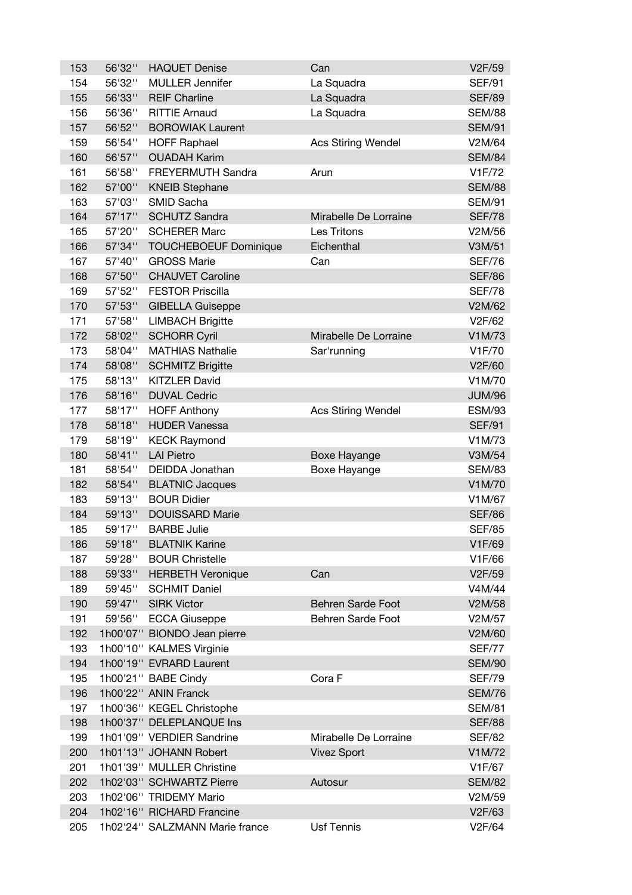| | | | | |
|---|---|---|---|---|
| 153 | 56'32'' | HAQUET Denise | Can | V2F/59 |
| 154 | 56'32'' | MULLER Jennifer | La Squadra | SEF/91 |
| 155 | 56'33'' | REIF Charline | La Squadra | SEF/89 |
| 156 | 56'36'' | RITTIE Arnaud | La Squadra | SEM/88 |
| 157 | 56'52'' | BOROWIAK Laurent | | SEM/91 |
| 159 | 56'54'' | HOFF Raphael | Acs Stiring Wendel | V2M/64 |
| 160 | 56'57'' | OUADAH Karim | | SEM/84 |
| 161 | 56'58'' | FREYERMUTH Sandra | Arun | V1F/72 |
| 162 | 57'00'' | KNEIB Stephane | | SEM/88 |
| 163 | 57'03'' | SMID Sacha | | SEM/91 |
| 164 | 57'17'' | SCHUTZ Sandra | Mirabelle De Lorraine | SEF/78 |
| 165 | 57'20'' | SCHERER Marc | Les Tritons | V2M/56 |
| 166 | 57'34'' | TOUCHEBOEUF Dominique | Eichenthal | V3M/51 |
| 167 | 57'40'' | GROSS Marie | Can | SEF/76 |
| 168 | 57'50'' | CHAUVET Caroline | | SEF/86 |
| 169 | 57'52'' | FESTOR Priscilla | | SEF/78 |
| 170 | 57'53'' | GIBELLA Guiseppe | | V2M/62 |
| 171 | 57'58'' | LIMBACH Brigitte | | V2F/62 |
| 172 | 58'02'' | SCHORR Cyril | Mirabelle De Lorraine | V1M/73 |
| 173 | 58'04'' | MATHIAS Nathalie | Sar'running | V1F/70 |
| 174 | 58'08'' | SCHMITZ Brigitte | | V2F/60 |
| 175 | 58'13'' | KITZLER David | | V1M/70 |
| 176 | 58'16'' | DUVAL Cedric | | JUM/96 |
| 177 | 58'17'' | HOFF Anthony | Acs Stiring Wendel | ESM/93 |
| 178 | 58'18'' | HUDER Vanessa | | SEF/91 |
| 179 | 58'19'' | KECK Raymond | | V1M/73 |
| 180 | 58'41'' | LAI Pietro | Boxe Hayange | V3M/54 |
| 181 | 58'54'' | DEIDDA Jonathan | Boxe Hayange | SEM/83 |
| 182 | 58'54'' | BLATNIC Jacques | | V1M/70 |
| 183 | 59'13'' | BOUR Didier | | V1M/67 |
| 184 | 59'13'' | DOUISSARD Marie | | SEF/86 |
| 185 | 59'17'' | BARBE Julie | | SEF/85 |
| 186 | 59'18'' | BLATNIK Karine | | V1F/69 |
| 187 | 59'28'' | BOUR Christelle | | V1F/66 |
| 188 | 59'33'' | HERBETH Veronique | Can | V2F/59 |
| 189 | 59'45'' | SCHMIT Daniel | | V4M/44 |
| 190 | 59'47'' | SIRK Victor | Behren Sarde Foot | V2M/58 |
| 191 | 59'56'' | ECCA Giuseppe | Behren Sarde Foot | V2M/57 |
| 192 | 1h00'07'' | BIONDO Jean pierre | | V2M/60 |
| 193 | 1h00'10'' | KALMES Virginie | | SEF/77 |
| 194 | 1h00'19'' | EVRARD Laurent | | SEM/90 |
| 195 | 1h00'21'' | BABE Cindy | Cora F | SEF/79 |
| 196 | 1h00'22'' | ANIN Franck | | SEM/76 |
| 197 | 1h00'36'' | KEGEL Christophe | | SEM/81 |
| 198 | 1h00'37'' | DELEPLANQUE Ins | | SEF/88 |
| 199 | 1h01'09'' | VERDIER Sandrine | Mirabelle De Lorraine | SEF/82 |
| 200 | 1h01'13'' | JOHANN Robert | Vivez Sport | V1M/72 |
| 201 | 1h01'39'' | MULLER Christine | | V1F/67 |
| 202 | 1h02'03'' | SCHWARTZ Pierre | Autosur | SEM/82 |
| 203 | 1h02'06'' | TRIDEMY Mario | | V2M/59 |
| 204 | 1h02'16'' | RICHARD Francine | | V2F/63 |
| 205 | 1h02'24'' | SALZMANN Marie france | Usf Tennis | V2F/64 |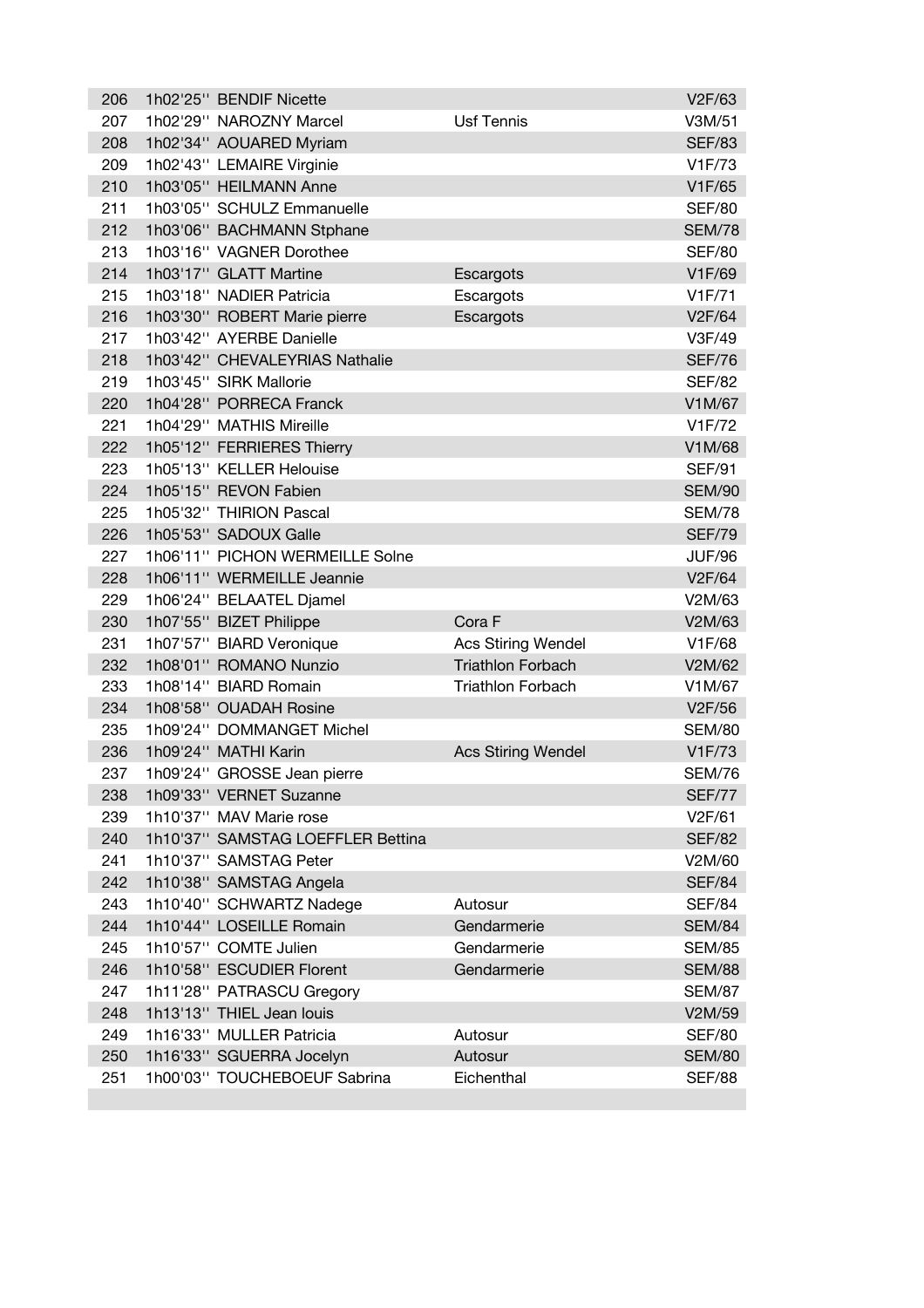| | | | | |
|---|---|---|---|---|
| 206 | 1h02'25'' | BENDIF Nicette | | V2F/63 |
| 207 | 1h02'29'' | NAROZNY Marcel | Usf Tennis | V3M/51 |
| 208 | 1h02'34'' | AOUARED Myriam | | SEF/83 |
| 209 | 1h02'43'' | LEMAIRE Virginie | | V1F/73 |
| 210 | 1h03'05'' | HEILMANN Anne | | V1F/65 |
| 211 | 1h03'05'' | SCHULZ Emmanuelle | | SEF/80 |
| 212 | 1h03'06'' | BACHMANN Stphane | | SEM/78 |
| 213 | 1h03'16'' | VAGNER Dorothee | | SEF/80 |
| 214 | 1h03'17'' | GLATT Martine | Escargots | V1F/69 |
| 215 | 1h03'18'' | NADIER Patricia | Escargots | V1F/71 |
| 216 | 1h03'30'' | ROBERT Marie pierre | Escargots | V2F/64 |
| 217 | 1h03'42'' | AYERBE Danielle | | V3F/49 |
| 218 | 1h03'42'' | CHEVALEYRIAS Nathalie | | SEF/76 |
| 219 | 1h03'45'' | SIRK Mallorie | | SEF/82 |
| 220 | 1h04'28'' | PORRECA Franck | | V1M/67 |
| 221 | 1h04'29'' | MATHIS Mireille | | V1F/72 |
| 222 | 1h05'12'' | FERRIERES Thierry | | V1M/68 |
| 223 | 1h05'13'' | KELLER Helouise | | SEF/91 |
| 224 | 1h05'15'' | REVON Fabien | | SEM/90 |
| 225 | 1h05'32'' | THIRION Pascal | | SEM/78 |
| 226 | 1h05'53'' | SADOUX Galle | | SEF/79 |
| 227 | 1h06'11'' | PICHON WERMEILLE Solne | | JUF/96 |
| 228 | 1h06'11'' | WERMEILLE Jeannie | | V2F/64 |
| 229 | 1h06'24'' | BELAATEL Djamel | | V2M/63 |
| 230 | 1h07'55'' | BIZET Philippe | Cora F | V2M/63 |
| 231 | 1h07'57'' | BIARD Veronique | Acs Stiring Wendel | V1F/68 |
| 232 | 1h08'01'' | ROMANO Nunzio | Triathlon Forbach | V2M/62 |
| 233 | 1h08'14'' | BIARD Romain | Triathlon Forbach | V1M/67 |
| 234 | 1h08'58'' | OUADAH Rosine | | V2F/56 |
| 235 | 1h09'24'' | DOMMANGET Michel | | SEM/80 |
| 236 | 1h09'24'' | MATHI Karin | Acs Stiring Wendel | V1F/73 |
| 237 | 1h09'24'' | GROSSE Jean pierre | | SEM/76 |
| 238 | 1h09'33'' | VERNET Suzanne | | SEF/77 |
| 239 | 1h10'37'' | MAV Marie rose | | V2F/61 |
| 240 | 1h10'37'' | SAMSTAG LOEFFLER Bettina | | SEF/82 |
| 241 | 1h10'37'' | SAMSTAG Peter | | V2M/60 |
| 242 | 1h10'38'' | SAMSTAG Angela | | SEF/84 |
| 243 | 1h10'40'' | SCHWARTZ Nadege | Autosur | SEF/84 |
| 244 | 1h10'44'' | LOSEILLE Romain | Gendarmerie | SEM/84 |
| 245 | 1h10'57'' | COMTE Julien | Gendarmerie | SEM/85 |
| 246 | 1h10'58'' | ESCUDIER Florent | Gendarmerie | SEM/88 |
| 247 | 1h11'28'' | PATRASCU Gregory | | SEM/87 |
| 248 | 1h13'13'' | THIEL Jean louis | | V2M/59 |
| 249 | 1h16'33'' | MULLER Patricia | Autosur | SEF/80 |
| 250 | 1h16'33'' | SGUERRA Jocelyn | Autosur | SEM/80 |
| 251 | 1h00'03'' | TOUCHEBOEUF Sabrina | Eichenthal | SEF/88 |